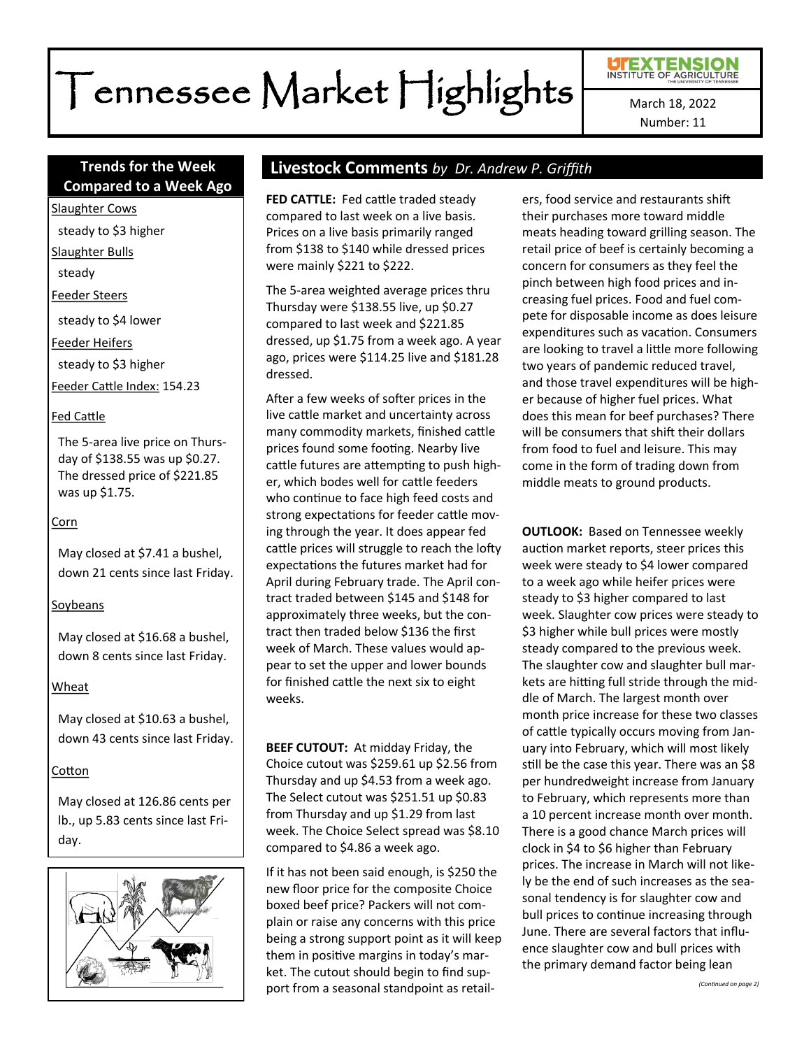# Tennessee Market Highlights

UTEXTENSION INSTITUTE OF AGRICULTURE THE UNIVERSITY OF TENNESSEE

March 18, 2022
Number: 11

## Trends for the Week Compared to a Week Ago

Slaughter Cows

steady to $3 higher

Slaughter Bulls

steady

Feeder Steers

steady to $4 lower

Feeder Heifers

steady to $3 higher

Feeder Cattle Index: 154.23

Fed Cattle

The 5-area live price on Thursday of $138.55 was up $0.27. The dressed price of $221.85 was up $1.75.

Corn

May closed at $7.41 a bushel, down 21 cents since last Friday.

Soybeans

May closed at $16.68 a bushel, down 8 cents since last Friday.

Wheat

May closed at $10.63 a bushel, down 43 cents since last Friday.

Cotton

May closed at 126.86 cents per lb., up 5.83 cents since last Friday.

## Livestock Comments *by Dr. Andrew P. Griffith*

**FED CATTLE:** Fed cattle traded steady compared to last week on a live basis. Prices on a live basis primarily ranged from $138 to $140 while dressed prices were mainly $221 to $222.

The 5-area weighted average prices thru Thursday were $138.55 live, up $0.27 compared to last week and $221.85 dressed, up $1.75 from a week ago. A year ago, prices were $114.25 live and $181.28 dressed.

After a few weeks of softer prices in the live cattle market and uncertainty across many commodity markets, finished cattle prices found some footing. Nearby live cattle futures are attempting to push higher, which bodes well for cattle feeders who continue to face high feed costs and strong expectations for feeder cattle moving through the year. It does appear fed cattle prices will struggle to reach the lofty expectations the futures market had for April during February trade. The April contract traded between $145 and $148 for approximately three weeks, but the contract then traded below $136 the first week of March. These values would appear to set the upper and lower bounds for finished cattle the next six to eight weeks.

**BEEF CUTOUT:** At midday Friday, the Choice cutout was $259.61 up $2.56 from Thursday and up $4.53 from a week ago. The Select cutout was $251.51 up $0.83 from Thursday and up $1.29 from last week. The Choice Select spread was $8.10 compared to $4.86 a week ago.

If it has not been said enough, is $250 the new floor price for the composite Choice boxed beef price? Packers will not complain or raise any concerns with this price being a strong support point as it will keep them in positive margins in today's market. The cutout should begin to find support from a seasonal standpoint as retailers, food service and restaurants shift their purchases more toward middle meats heading toward grilling season. The retail price of beef is certainly becoming a concern for consumers as they feel the pinch between high food prices and increasing fuel prices. Food and fuel compete for disposable income as does leisure expenditures such as vacation. Consumers are looking to travel a little more following two years of pandemic reduced travel, and those travel expenditures will be higher because of higher fuel prices. What does this mean for beef purchases? There will be consumers that shift their dollars from food to fuel and leisure. This may come in the form of trading down from middle meats to ground products.

**OUTLOOK:** Based on Tennessee weekly auction market reports, steer prices this week were steady to $4 lower compared to a week ago while heifer prices were steady to $3 higher compared to last week. Slaughter cow prices were steady to $3 higher while bull prices were mostly steady compared to the previous week. The slaughter cow and slaughter bull markets are hitting full stride through the middle of March. The largest month over month price increase for these two classes of cattle typically occurs moving from January into February, which will most likely still be the case this year. There was an $8 per hundredweight increase from January to February, which represents more than a 10 percent increase month over month. There is a good chance March prices will clock in $4 to $6 higher than February prices. The increase in March will not likely be the end of such increases as the seasonal tendency is for slaughter cow and bull prices to continue increasing through June. There are several factors that influence slaughter cow and bull prices with the primary demand factor being lean

*(Continued on page 2)*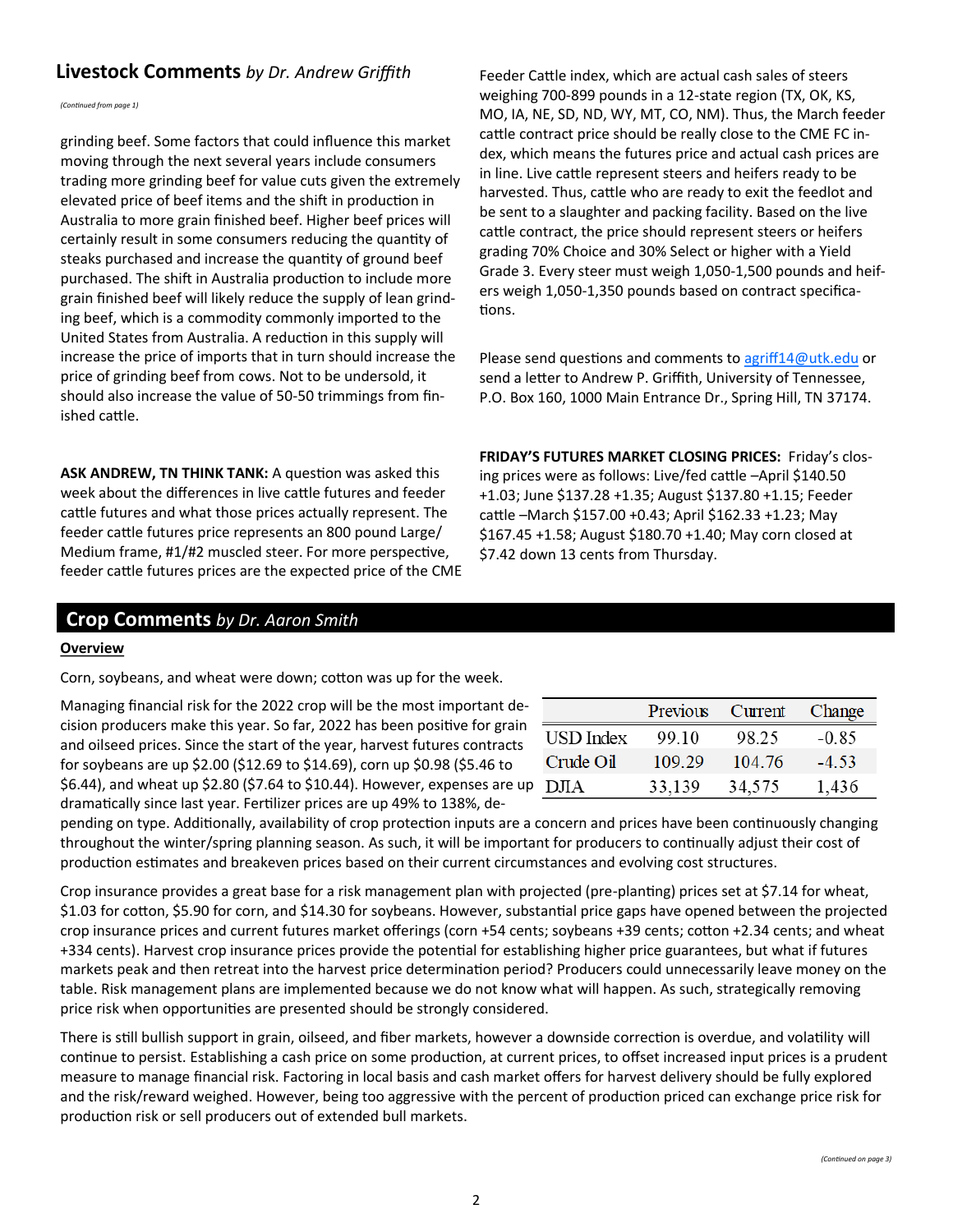## Livestock Comments *by Dr. Andrew Griffith*

*(Continued from page 1)*

grinding beef. Some factors that could influence this market moving through the next several years include consumers trading more grinding beef for value cuts given the extremely elevated price of beef items and the shift in production in Australia to more grain finished beef. Higher beef prices will certainly result in some consumers reducing the quantity of steaks purchased and increase the quantity of ground beef purchased. The shift in Australia production to include more grain finished beef will likely reduce the supply of lean grinding beef, which is a commodity commonly imported to the United States from Australia. A reduction in this supply will increase the price of imports that in turn should increase the price of grinding beef from cows. Not to be undersold, it should also increase the value of 50-50 trimmings from finished cattle.

**ASK ANDREW, TN THINK TANK:** A question was asked this week about the differences in live cattle futures and feeder cattle futures and what those prices actually represent. The feeder cattle futures price represents an 800 pound Large/Medium frame, #1/#2 muscled steer. For more perspective, feeder cattle futures prices are the expected price of the CME Feeder Cattle index, which are actual cash sales of steers weighing 700-899 pounds in a 12-state region (TX, OK, KS, MO, IA, NE, SD, ND, WY, MT, CO, NM). Thus, the March feeder cattle contract price should be really close to the CME FC index, which means the futures price and actual cash prices are in line. Live cattle represent steers and heifers ready to be harvested. Thus, cattle who are ready to exit the feedlot and be sent to a slaughter and packing facility. Based on the live cattle contract, the price should represent steers or heifers grading 70% Choice and 30% Select or higher with a Yield Grade 3. Every steer must weigh 1,050-1,500 pounds and heifers weigh 1,050-1,350 pounds based on contract specifications.

Please send questions and comments to agriff14@utk.edu or send a letter to Andrew P. Griffith, University of Tennessee, P.O. Box 160, 1000 Main Entrance Dr., Spring Hill, TN 37174.

**FRIDAY'S FUTURES MARKET CLOSING PRICES:** Friday's closing prices were as follows: Live/fed cattle –April $140.50 +1.03; June $137.28 +1.35; August $137.80 +1.15; Feeder cattle –March $157.00 +0.43; April $162.33 +1.23; May $167.45 +1.58; August $180.70 +1.40; May corn closed at $7.42 down 13 cents from Thursday.

## Crop Comments *by Dr. Aaron Smith*

**Overview**

Corn, soybeans, and wheat were down; cotton was up for the week.

| | Previous | Current | Change |
|---|---|---|---|
| USD Index | 99.10 | 98.25 | -0.85 |
| Crude Oil | 109.29 | 104.76 | -4.53 |
| DJIA | 33,139 | 34,575 | 1,436 |

Managing financial risk for the 2022 crop will be the most important decision producers make this year. So far, 2022 has been positive for grain and oilseed prices. Since the start of the year, harvest futures contracts for soybeans are up $2.00 ($12.69 to $14.69), corn up $0.98 ($5.46 to $6.44), and wheat up $2.80 ($7.64 to $10.44). However, expenses are up dramatically since last year. Fertilizer prices are up 49% to 138%, depending on type. Additionally, availability of crop protection inputs are a concern and prices have been continuously changing throughout the winter/spring planning season. As such, it will be important for producers to continually adjust their cost of production estimates and breakeven prices based on their current circumstances and evolving cost structures.

Crop insurance provides a great base for a risk management plan with projected (pre-planting) prices set at $7.14 for wheat, $1.03 for cotton, $5.90 for corn, and $14.30 for soybeans. However, substantial price gaps have opened between the projected crop insurance prices and current futures market offerings (corn +54 cents; soybeans +39 cents; cotton +2.34 cents; and wheat +334 cents). Harvest crop insurance prices provide the potential for establishing higher price guarantees, but what if futures markets peak and then retreat into the harvest price determination period? Producers could unnecessarily leave money on the table. Risk management plans are implemented because we do not know what will happen. As such, strategically removing price risk when opportunities are presented should be strongly considered.

There is still bullish support in grain, oilseed, and fiber markets, however a downside correction is overdue, and volatility will continue to persist. Establishing a cash price on some production, at current prices, to offset increased input prices is a prudent measure to manage financial risk. Factoring in local basis and cash market offers for harvest delivery should be fully explored and the risk/reward weighed. However, being too aggressive with the percent of production priced can exchange price risk for production risk or sell producers out of extended bull markets.

*(Continued on page 3)*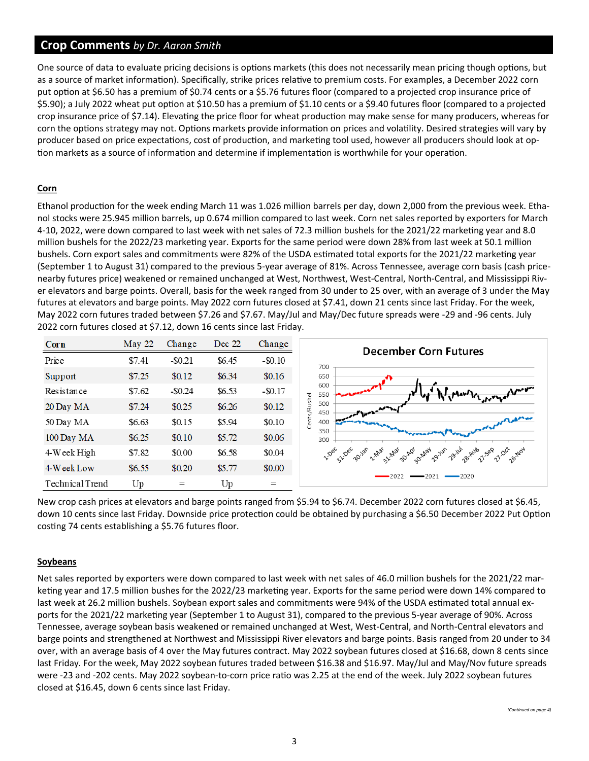## Crop Comments *by Dr. Aaron Smith*

One source of data to evaluate pricing decisions is options markets (this does not necessarily mean pricing though options, but as a source of market information). Specifically, strike prices relative to premium costs. For examples, a December 2022 corn put option at $6.50 has a premium of $0.74 cents or a $5.76 futures floor (compared to a projected crop insurance price of $5.90); a July 2022 wheat put option at $10.50 has a premium of $1.10 cents or a $9.40 futures floor (compared to a projected crop insurance price of $7.14). Elevating the price floor for wheat production may make sense for many producers, whereas for corn the options strategy may not. Options markets provide information on prices and volatility. Desired strategies will vary by producer based on price expectations, cost of production, and marketing tool used, however all producers should look at option markets as a source of information and determine if implementation is worthwhile for your operation.

### Corn

Ethanol production for the week ending March 11 was 1.026 million barrels per day, down 2,000 from the previous week. Ethanol stocks were 25.945 million barrels, up 0.674 million compared to last week. Corn net sales reported by exporters for March 4-10, 2022, were down compared to last week with net sales of 72.3 million bushels for the 2021/22 marketing year and 8.0 million bushels for the 2022/23 marketing year. Exports for the same period were down 28% from last week at 50.1 million bushels. Corn export sales and commitments were 82% of the USDA estimated total exports for the 2021/22 marketing year (September 1 to August 31) compared to the previous 5-year average of 81%. Across Tennessee, average corn basis (cash price-nearby futures price) weakened or remained unchanged at West, Northwest, West-Central, North-Central, and Mississippi River elevators and barge points. Overall, basis for the week ranged from 30 under to 25 over, with an average of 3 under the May futures at elevators and barge points. May 2022 corn futures closed at $7.41, down 21 cents since last Friday. For the week, May 2022 corn futures traded between $7.26 and $7.67. May/Jul and May/Dec future spreads were -29 and -96 cents. July 2022 corn futures closed at $7.12, down 16 cents since last Friday.

| Corn | May 22 | Change | Dec 22 | Change |
|---|---|---|---|---|
| Price | $7.41 | -$0.21 | $6.45 | -$0.10 |
| Support | $7.25 | $0.12 | $6.34 | $0.16 |
| Resistance | $7.62 | -$0.24 | $6.53 | -$0.17 |
| 20 Day MA | $7.24 | $0.25 | $6.26 | $0.12 |
| 50 Day MA | $6.63 | $0.15 | $5.94 | $0.10 |
| 100 Day MA | $6.25 | $0.10 | $5.72 | $0.06 |
| 4-Week High | $7.82 | $0.00 | $6.58 | $0.04 |
| 4-Week Low | $6.55 | $0.20 | $5.77 | $0.00 |
| Technical Trend | Up | = | Up | = |

New crop cash prices at elevators and barge points ranged from $5.94 to $6.74. December 2022 corn futures closed at $6.45, down 10 cents since last Friday. Downside price protection could be obtained by purchasing a $6.50 December 2022 Put Option costing 74 cents establishing a $5.76 futures floor.

### Soybeans

Net sales reported by exporters were down compared to last week with net sales of 46.0 million bushels for the 2021/22 marketing year and 17.5 million bushes for the 2022/23 marketing year. Exports for the same period were down 14% compared to last week at 26.2 million bushels. Soybean export sales and commitments were 94% of the USDA estimated total annual exports for the 2021/22 marketing year (September 1 to August 31), compared to the previous 5-year average of 90%. Across Tennessee, average soybean basis weakened or remained unchanged at West, West-Central, and North-Central elevators and barge points and strengthened at Northwest and Mississippi River elevators and barge points. Basis ranged from 20 under to 34 over, with an average basis of 4 over the May futures contract. May 2022 soybean futures closed at $16.68, down 8 cents since last Friday. For the week, May 2022 soybean futures traded between $16.38 and $16.97. May/Jul and May/Nov future spreads were -23 and -202 cents. May 2022 soybean-to-corn price ratio was 2.25 at the end of the week. July 2022 soybean futures closed at $16.45, down 6 cents since last Friday.

*(Continued on page 4)*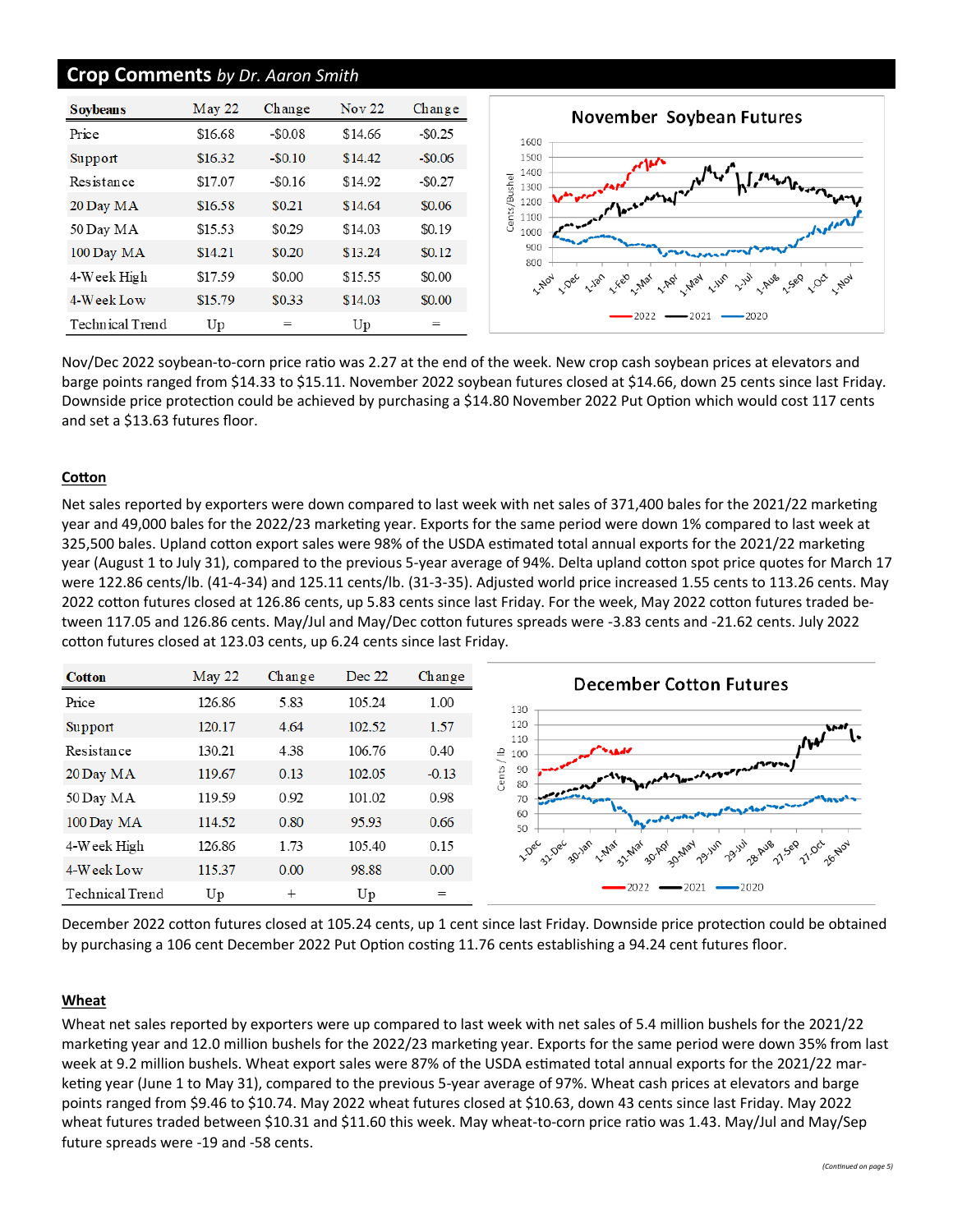## Crop Comments *by Dr. Aaron Smith*

| Soybeans | May 22 | Change | Nov 22 | Change |
|---|---|---|---|---|
| Price | $16.68 | -$0.08 | $14.66 | -$0.25 |
| Support | $16.32 | -$0.10 | $14.42 | -$0.06 |
| Resistance | $17.07 | -$0.16 | $14.92 | -$0.27 |
| 20 Day MA | $16.58 | $0.21 | $14.64 | $0.06 |
| 50 Day MA | $15.53 | $0.29 | $14.03 | $0.19 |
| 100 Day MA | $14.21 | $0.20 | $13.24 | $0.12 |
| 4-Week High | $17.59 | $0.00 | $15.55 | $0.00 |
| 4-Week Low | $15.79 | $0.33 | $14.03 | $0.00 |
| Technical Trend | Up | = | Up | = |

Nov/Dec 2022 soybean-to-corn price ratio was 2.27 at the end of the week. New crop cash soybean prices at elevators and barge points ranged from $14.33 to $15.11. November 2022 soybean futures closed at $14.66, down 25 cents since last Friday. Downside price protection could be achieved by purchasing a $14.80 November 2022 Put Option which would cost 117 cents and set a $13.63 futures floor.

### Cotton

Net sales reported by exporters were down compared to last week with net sales of 371,400 bales for the 2021/22 marketing year and 49,000 bales for the 2022/23 marketing year. Exports for the same period were down 1% compared to last week at 325,500 bales. Upland cotton export sales were 98% of the USDA estimated total annual exports for the 2021/22 marketing year (August 1 to July 31), compared to the previous 5-year average of 94%. Delta upland cotton spot price quotes for March 17 were 122.86 cents/lb. (41-4-34) and 125.11 cents/lb. (31-3-35). Adjusted world price increased 1.55 cents to 113.26 cents. May 2022 cotton futures closed at 126.86 cents, up 5.83 cents since last Friday. For the week, May 2022 cotton futures traded between 117.05 and 126.86 cents. May/Jul and May/Dec cotton futures spreads were -3.83 cents and -21.62 cents. July 2022 cotton futures closed at 123.03 cents, up 6.24 cents since last Friday.

| Cotton | May 22 | Change | Dec 22 | Change |
|---|---|---|---|---|
| Price | 126.86 | 5.83 | 105.24 | 1.00 |
| Support | 120.17 | 4.64 | 102.52 | 1.57 |
| Resistance | 130.21 | 4.38 | 106.76 | 0.40 |
| 20 Day MA | 119.67 | 0.13 | 102.05 | -0.13 |
| 50 Day MA | 119.59 | 0.92 | 101.02 | 0.98 |
| 100 Day MA | 114.52 | 0.80 | 95.93 | 0.66 |
| 4-Week High | 126.86 | 1.73 | 105.40 | 0.15 |
| 4-Week Low | 115.37 | 0.00 | 98.88 | 0.00 |
| Technical Trend | Up | + | Up | = |

December 2022 cotton futures closed at 105.24 cents, up 1 cent since last Friday. Downside price protection could be obtained by purchasing a 106 cent December 2022 Put Option costing 11.76 cents establishing a 94.24 cent futures floor.

### Wheat

Wheat net sales reported by exporters were up compared to last week with net sales of 5.4 million bushels for the 2021/22 marketing year and 12.0 million bushels for the 2022/23 marketing year. Exports for the same period were down 35% from last week at 9.2 million bushels. Wheat export sales were 87% of the USDA estimated total annual exports for the 2021/22 marketing year (June 1 to May 31), compared to the previous 5-year average of 97%. Wheat cash prices at elevators and barge points ranged from $9.46 to $10.74. May 2022 wheat futures closed at $10.63, down 43 cents since last Friday. May 2022 wheat futures traded between $10.31 and $11.60 this week. May wheat-to-corn price ratio was 1.43. May/Jul and May/Sep future spreads were -19 and -58 cents.

*(Continued on page 5)*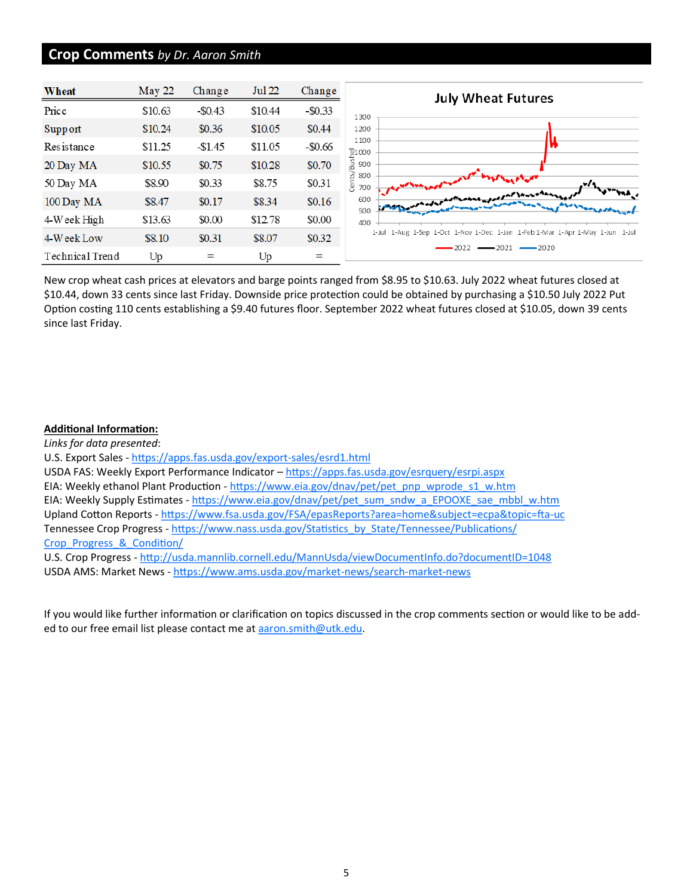## Crop Comments *by Dr. Aaron Smith*

| Wheat | May 22 | Change | Jul 22 | Change |
|---|---|---|---|---|
| Price | $10.63 | -$0.43 | $10.44 | -$0.33 |
| Support | $10.24 | $0.36 | $10.05 | $0.44 |
| Resistance | $11.25 | -$1.45 | $11.05 | -$0.66 |
| 20 Day MA | $10.55 | $0.75 | $10.28 | $0.70 |
| 50 Day MA | $8.90 | $0.33 | $8.75 | $0.31 |
| 100 Day MA | $8.47 | $0.17 | $8.34 | $0.16 |
| 4-Week High | $13.63 | $0.00 | $12.78 | $0.00 |
| 4-Week Low | $8.10 | $0.31 | $8.07 | $0.32 |
| Technical Trend | Up | = | Up | = |

New crop wheat cash prices at elevators and barge points ranged from $8.95 to $10.63. July 2022 wheat futures closed at $10.44, down 33 cents since last Friday. Downside price protection could be obtained by purchasing a $10.50 July 2022 Put Option costing 110 cents establishing a $9.40 futures floor. September 2022 wheat futures closed at $10.05, down 39 cents since last Friday.

**Additional Information:**

*Links for data presented*:

U.S. Export Sales - https://apps.fas.usda.gov/export-sales/esrd1.html

USDA FAS: Weekly Export Performance Indicator – https://apps.fas.usda.gov/esrquery/esrpi.aspx

EIA: Weekly ethanol Plant Production - https://www.eia.gov/dnav/pet/pet_pnp_wprode_s1_w.htm

EIA: Weekly Supply Estimates - https://www.eia.gov/dnav/pet/pet_sum_sndw_a_EPOOXE_sae_mbbl_w.htm

Upland Cotton Reports - https://www.fsa.usda.gov/FSA/epasReports?area=home&subject=ecpa&topic=fta-uc

Tennessee Crop Progress - https://www.nass.usda.gov/Statistics_by_State/Tennessee/Publications/Crop_Progress_&_Condition/

U.S. Crop Progress - http://usda.mannlib.cornell.edu/MannUsda/viewDocumentInfo.do?documentID=1048

USDA AMS: Market News - https://www.ams.usda.gov/market-news/search-market-news

If you would like further information or clarification on topics discussed in the crop comments section or would like to be added to our free email list please contact me at aaron.smith@utk.edu.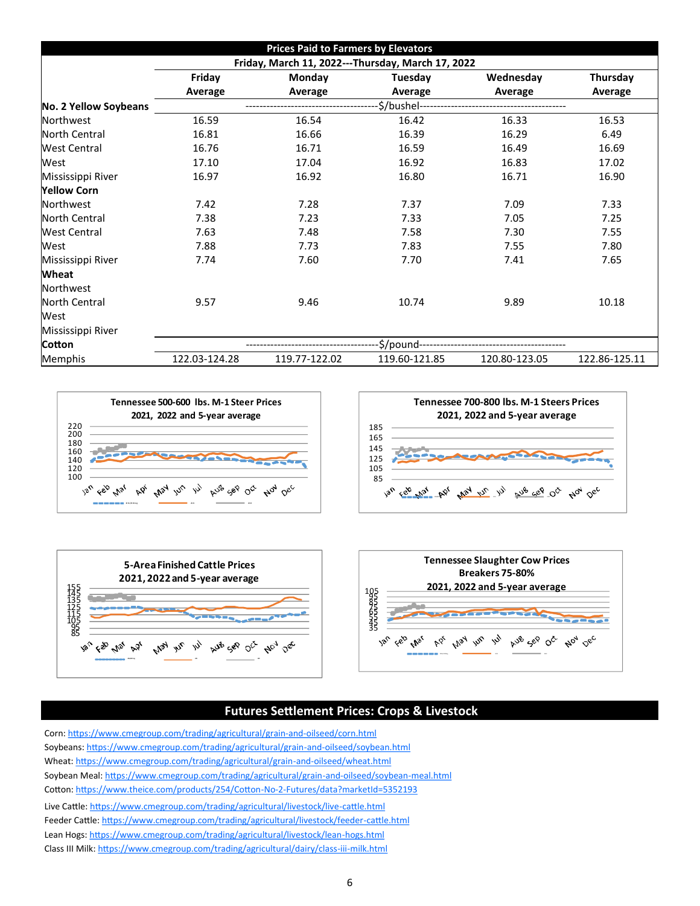## Prices Paid to Farmers by Elevators

Friday, March 11, 2022---Thursday, March 17, 2022

| | Friday Average | Monday Average | Tuesday Average | Wednesday Average | Thursday Average |
|---|---|---|---|---|---|
| **No. 2 Yellow Soybeans** | | | $/bushel | | |
| Northwest | 16.59 | 16.54 | 16.42 | 16.33 | 16.53 |
| North Central | 16.81 | 16.66 | 16.39 | 16.29 | 6.49 |
| West Central | 16.76 | 16.71 | 16.59 | 16.49 | 16.69 |
| West | 17.10 | 17.04 | 16.92 | 16.83 | 17.02 |
| Mississippi River | 16.97 | 16.92 | 16.80 | 16.71 | 16.90 |
| **Yellow Corn** | | | | | |
| Northwest | 7.42 | 7.28 | 7.37 | 7.09 | 7.33 |
| North Central | 7.38 | 7.23 | 7.33 | 7.05 | 7.25 |
| West Central | 7.63 | 7.48 | 7.58 | 7.30 | 7.55 |
| West | 7.88 | 7.73 | 7.83 | 7.55 | 7.80 |
| Mississippi River | 7.74 | 7.60 | 7.70 | 7.41 | 7.65 |
| **Wheat** | | | | | |
| Northwest | | | | | |
| North Central | 9.57 | 9.46 | 10.74 | 9.89 | 10.18 |
| West | | | | | |
| Mississippi River | | | | | |
| **Cotton** | | | $/pound | | |
| Memphis | 122.03-124.28 | 119.77-122.02 | 119.60-121.85 | 120.80-123.05 | 122.86-125.11 |

Tennessee 500-600 lbs. M-1 Steer Prices
2021, 2022 and 5-year average

Tennessee 700-800 lbs. M-1 Steers Prices
2021, 2022 and 5-year average

5-Area Finished Cattle Prices
2021, 2022 and 5-year average

Tennessee Slaughter Cow Prices
Breakers 75-80%
2021, 2022 and 5-year average

## Futures Settlement Prices: Crops & Livestock

Corn: https://www.cmegroup.com/trading/agricultural/grain-and-oilseed/corn.html
Soybeans: https://www.cmegroup.com/trading/agricultural/grain-and-oilseed/soybean.html
Wheat: https://www.cmegroup.com/trading/agricultural/grain-and-oilseed/wheat.html
Soybean Meal: https://www.cmegroup.com/trading/agricultural/grain-and-oilseed/soybean-meal.html
Cotton: https://www.theice.com/products/254/Cotton-No-2-Futures/data?marketId=5352193
Live Cattle: https://www.cmegroup.com/trading/agricultural/livestock/live-cattle.html
Feeder Cattle: https://www.cmegroup.com/trading/agricultural/livestock/feeder-cattle.html
Lean Hogs: https://www.cmegroup.com/trading/agricultural/livestock/lean-hogs.html
Class III Milk: https://www.cmegroup.com/trading/agricultural/dairy/class-iii-milk.html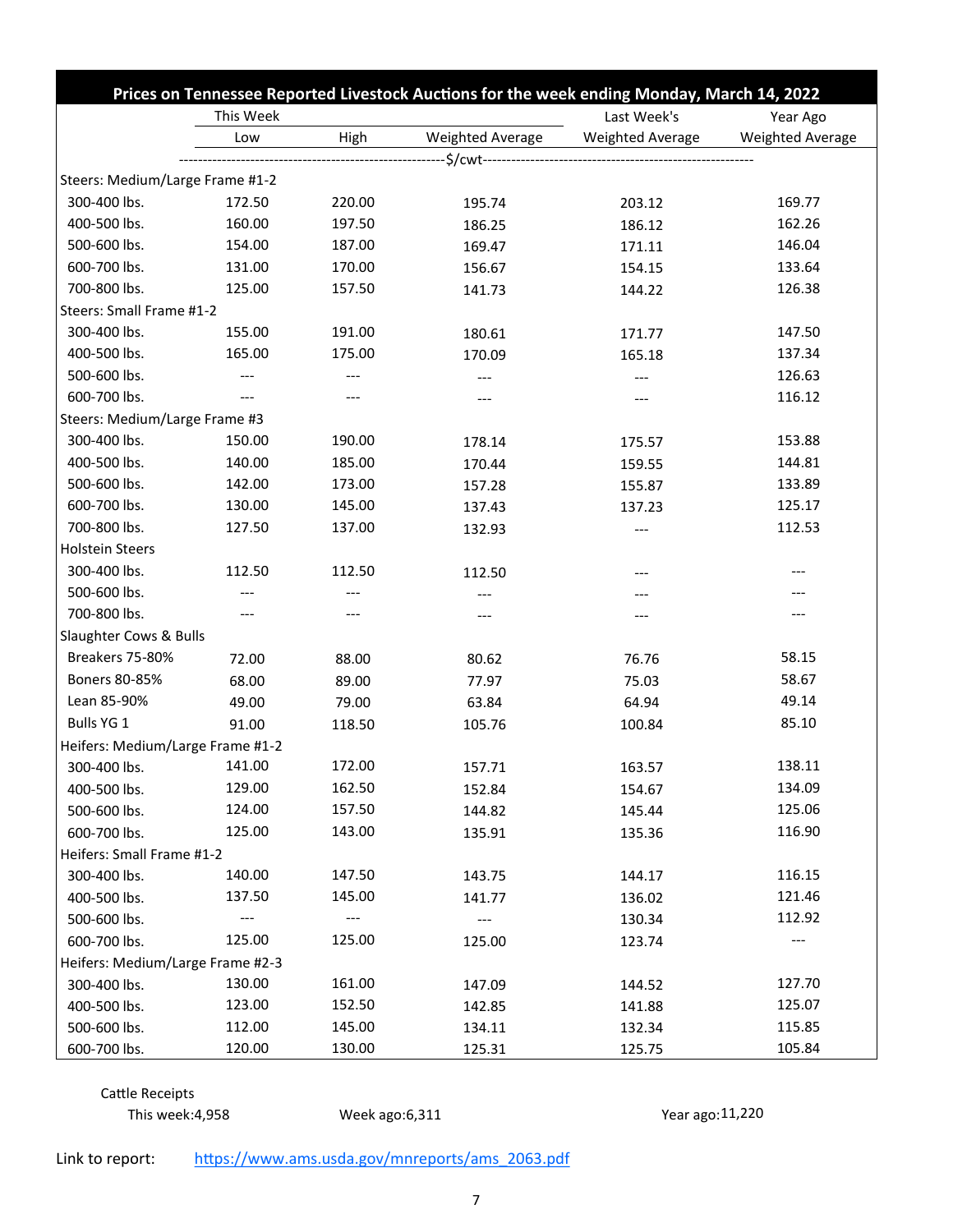| Prices on Tennessee Reported Livestock Auctions for the week ending Monday, March 14, 2022 | | | | | |
|---|---|---|---|---|---|
| | This Week | | | Last Week's | Year Ago |
| | Low | High | Weighted Average | Weighted Average | Weighted Average |
| | ---$/cwt--- | | | | |
| **Steers: Medium/Large Frame #1-2** | | | | | |
| 300-400 lbs. | 172.50 | 220.00 | 195.74 | 203.12 | 169.77 |
| 400-500 lbs. | 160.00 | 197.50 | 186.25 | 186.12 | 162.26 |
| 500-600 lbs. | 154.00 | 187.00 | 169.47 | 171.11 | 146.04 |
| 600-700 lbs. | 131.00 | 170.00 | 156.67 | 154.15 | 133.64 |
| 700-800 lbs. | 125.00 | 157.50 | 141.73 | 144.22 | 126.38 |
| **Steers: Small Frame #1-2** | | | | | |
| 300-400 lbs. | 155.00 | 191.00 | 180.61 | 171.77 | 147.50 |
| 400-500 lbs. | 165.00 | 175.00 | 170.09 | 165.18 | 137.34 |
| 500-600 lbs. | --- | --- | --- | --- | 126.63 |
| 600-700 lbs. | --- | --- | --- | --- | 116.12 |
| **Steers: Medium/Large Frame #3** | | | | | |
| 300-400 lbs. | 150.00 | 190.00 | 178.14 | 175.57 | 153.88 |
| 400-500 lbs. | 140.00 | 185.00 | 170.44 | 159.55 | 144.81 |
| 500-600 lbs. | 142.00 | 173.00 | 157.28 | 155.87 | 133.89 |
| 600-700 lbs. | 130.00 | 145.00 | 137.43 | 137.23 | 125.17 |
| 700-800 lbs. | 127.50 | 137.00 | 132.93 | --- | 112.53 |
| **Holstein Steers** | | | | | |
| 300-400 lbs. | 112.50 | 112.50 | 112.50 | --- | --- |
| 500-600 lbs. | --- | --- | --- | --- | --- |
| 700-800 lbs. | --- | --- | --- | --- | --- |
| **Slaughter Cows & Bulls** | | | | | |
| Breakers 75-80% | 72.00 | 88.00 | 80.62 | 76.76 | 58.15 |
| Boners 80-85% | 68.00 | 89.00 | 77.97 | 75.03 | 58.67 |
| Lean 85-90% | 49.00 | 79.00 | 63.84 | 64.94 | 49.14 |
| Bulls YG 1 | 91.00 | 118.50 | 105.76 | 100.84 | 85.10 |
| **Heifers: Medium/Large Frame #1-2** | | | | | |
| 300-400 lbs. | 141.00 | 172.00 | 157.71 | 163.57 | 138.11 |
| 400-500 lbs. | 129.00 | 162.50 | 152.84 | 154.67 | 134.09 |
| 500-600 lbs. | 124.00 | 157.50 | 144.82 | 145.44 | 125.06 |
| 600-700 lbs. | 125.00 | 143.00 | 135.91 | 135.36 | 116.90 |
| **Heifers: Small Frame #1-2** | | | | | |
| 300-400 lbs. | 140.00 | 147.50 | 143.75 | 144.17 | 116.15 |
| 400-500 lbs. | 137.50 | 145.00 | 141.77 | 136.02 | 121.46 |
| 500-600 lbs. | --- | --- | --- | 130.34 | 112.92 |
| 600-700 lbs. | 125.00 | 125.00 | 125.00 | 123.74 | --- |
| **Heifers: Medium/Large Frame #2-3** | | | | | |
| 300-400 lbs. | 130.00 | 161.00 | 147.09 | 144.52 | 127.70 |
| 400-500 lbs. | 123.00 | 152.50 | 142.85 | 141.88 | 125.07 |
| 500-600 lbs. | 112.00 | 145.00 | 134.11 | 132.34 | 115.85 |
| 600-700 lbs. | 120.00 | 130.00 | 125.31 | 125.75 | 105.84 |

Cattle Receipts

This week:4,958 Week ago:6,311 Year ago:11,220

Link to report: https://www.ams.usda.gov/mnreports/ams_2063.pdf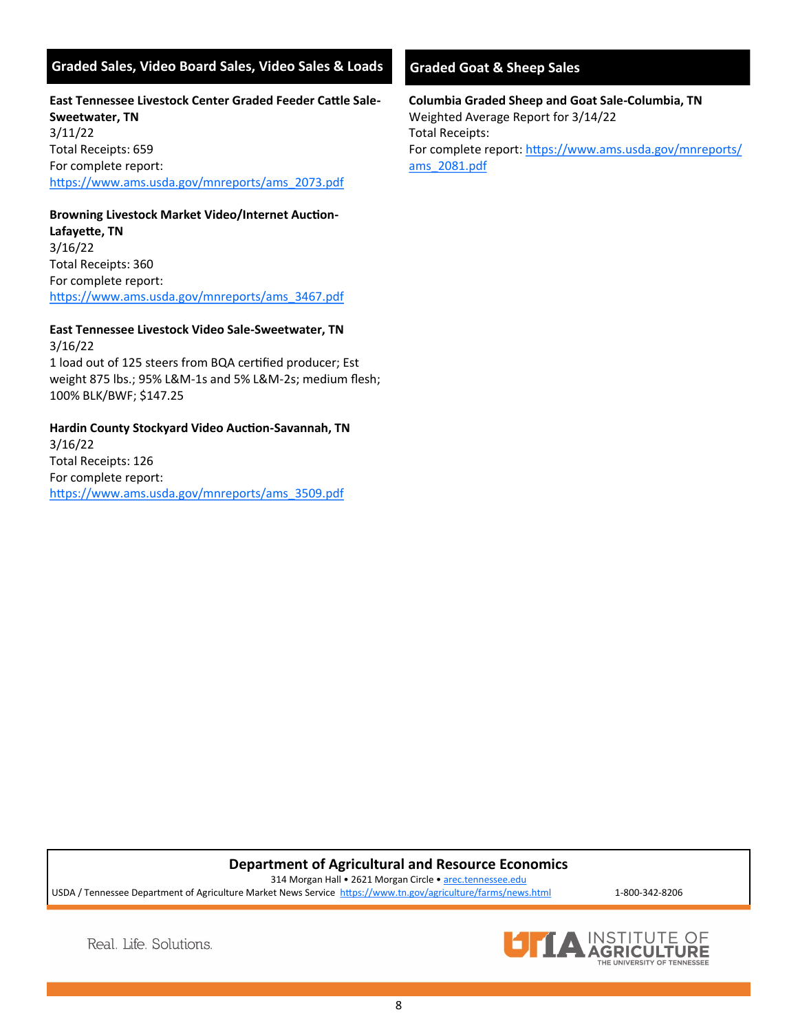## Graded Sales, Video Board Sales, Video Sales & Loads

**East Tennessee Livestock Center Graded Feeder Cattle Sale-Sweetwater, TN**
3/11/22
Total Receipts: 659
For complete report:
https://www.ams.usda.gov/mnreports/ams_2073.pdf

**Browning Livestock Market Video/Internet Auction-Lafayette, TN**
3/16/22
Total Receipts: 360
For complete report:
https://www.ams.usda.gov/mnreports/ams_3467.pdf

**East Tennessee Livestock Video Sale-Sweetwater, TN**
3/16/22
1 load out of 125 steers from BQA certified producer; Est weight 875 lbs.; 95% L&M-1s and 5% L&M-2s; medium flesh; 100% BLK/BWF; $147.25

**Hardin County Stockyard Video Auction-Savannah, TN**
3/16/22
Total Receipts: 126
For complete report:
https://www.ams.usda.gov/mnreports/ams_3509.pdf

## Graded Goat & Sheep Sales

**Columbia Graded Sheep and Goat Sale-Columbia, TN**
Weighted Average Report for 3/14/22
Total Receipts:
For complete report: https://www.ams.usda.gov/mnreports/ams_2081.pdf

**Department of Agricultural and Resource Economics**
314 Morgan Hall • 2621 Morgan Circle • arec.tennessee.edu
USDA / Tennessee Department of Agriculture Market News Service https://www.tn.gov/agriculture/farms/news.html 1-800-342-8206

Real. Life. Solutions.

UTIA INSTITUTE OF AGRICULTURE
THE UNIVERSITY OF TENNESSEE